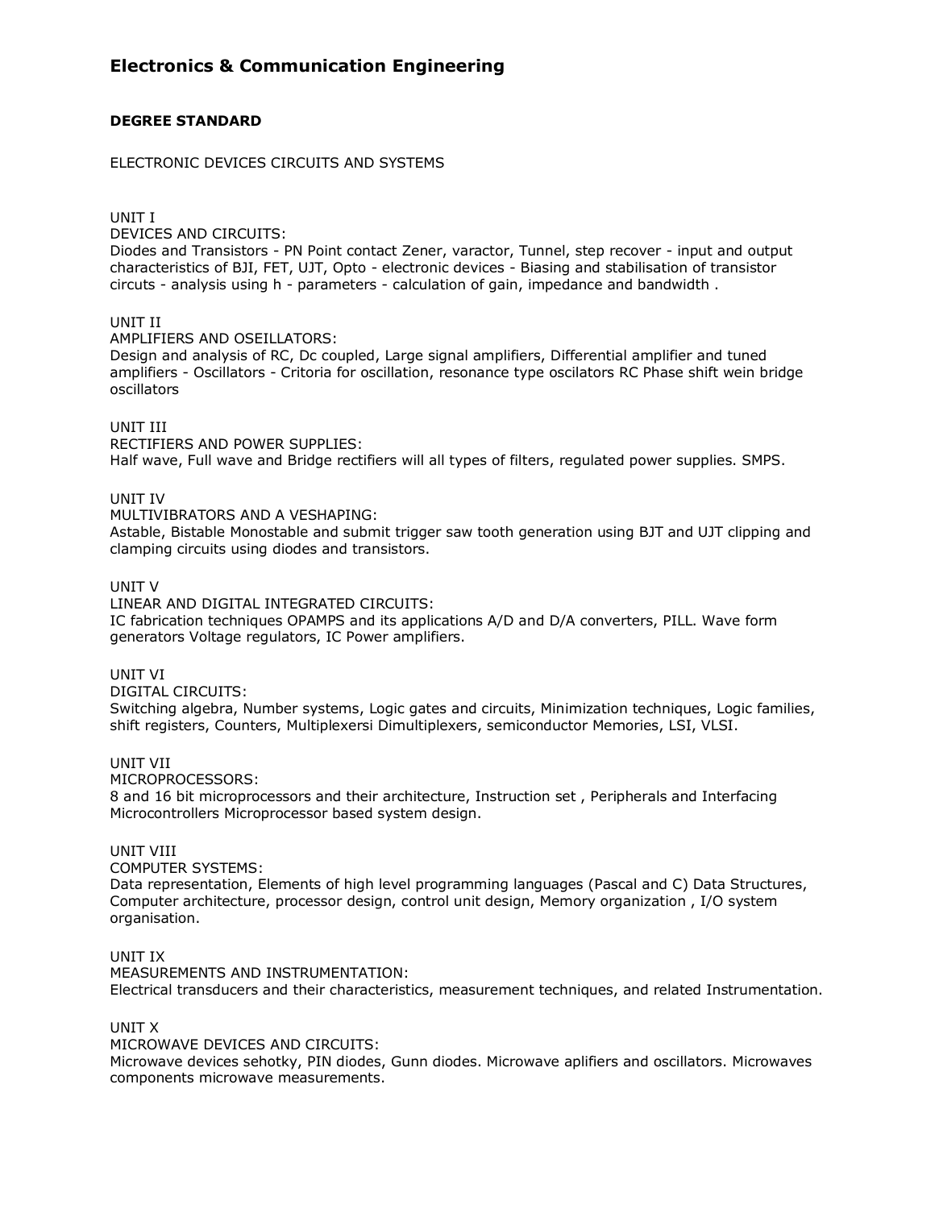# Electronics & Communication Engineering

**DEGREE STANDARD**

ELECTRONIC DEVICES CIRCUITS AND SYSTEMS

UNIT I
DEVICES AND CIRCUITS:
Diodes and Transistors - PN Point contact Zener, varactor, Tunnel, step recover - input and output characteristics of BJI, FET, UJT, Opto - electronic devices - Biasing and stabilisation of transistor circuts - analysis using h - parameters - calculation of gain, impedance and bandwidth .

UNIT II
AMPLIFIERS AND OSEILLATORS:
Design and analysis of RC, Dc coupled, Large signal amplifiers, Differential amplifier and tuned amplifiers - Oscillators - Critoria for oscillation, resonance type oscilators RC Phase shift wein bridge oscillators

UNIT III
RECTIFIERS AND POWER SUPPLIES:
Half wave, Full wave and Bridge rectifiers will all types of filters, regulated power supplies. SMPS.

UNIT IV
MULTIVIBRATORS AND A VESHAPING:
Astable, Bistable Monostable and submit trigger saw tooth generation using BJT and UJT clipping and clamping circuits using diodes and transistors.

UNIT V
LINEAR AND DIGITAL INTEGRATED CIRCUITS:
IC fabrication techniques OPAMPS and its applications A/D and D/A converters, PILL. Wave form generators Voltage regulators, IC Power amplifiers.

UNIT VI
DIGITAL CIRCUITS:
Switching algebra, Number systems, Logic gates and circuits, Minimization techniques, Logic families, shift registers, Counters, Multiplexersi Dimultiplexers, semiconductor Memories, LSI, VLSI.

UNIT VII
MICROPROCESSORS:
8 and 16 bit microprocessors and their architecture, Instruction set , Peripherals and Interfacing Microcontrollers Microprocessor based system design.

UNIT VIII
COMPUTER SYSTEMS:
Data representation, Elements of high level programming languages (Pascal and C) Data Structures, Computer architecture, processor design, control unit design, Memory organization , I/O system organisation.

UNIT IX
MEASUREMENTS AND INSTRUMENTATION:
Electrical transducers and their characteristics, measurement techniques, and related Instrumentation.

UNIT X
MICROWAVE DEVICES AND CIRCUITS:
Microwave devices sehotky, PIN diodes, Gunn diodes. Microwave aplifiers and oscillators. Microwaves components microwave measurements.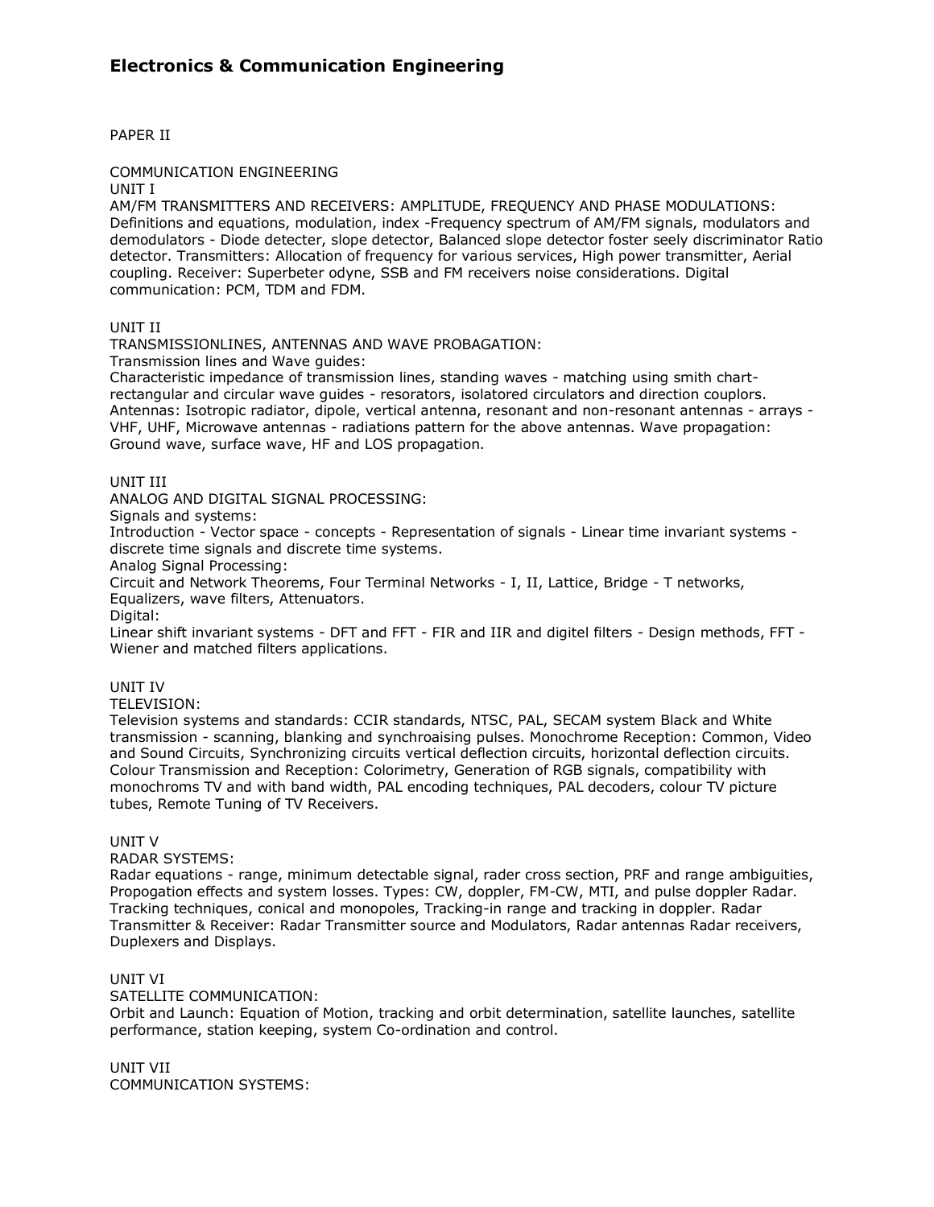# Electronics & Communication Engineering

PAPER II

COMMUNICATION ENGINEERING

UNIT I

AM/FM TRANSMITTERS AND RECEIVERS: AMPLITUDE, FREQUENCY AND PHASE MODULATIONS: Definitions and equations, modulation, index -Frequency spectrum of AM/FM signals, modulators and demodulators - Diode detecter, slope detector, Balanced slope detector foster seely discriminator Ratio detector. Transmitters: Allocation of frequency for various services, High power transmitter, Aerial coupling. Receiver: Superbeter odyne, SSB and FM receivers noise considerations. Digital communication: PCM, TDM and FDM.

UNIT II

TRANSMISSIONLINES, ANTENNAS AND WAVE PROBAGATION:

Transmission lines and Wave guides:

Characteristic impedance of transmission lines, standing waves - matching using smith chart-rectangular and circular wave guides - resorators, isolatored circulators and direction couplors. Antennas: Isotropic radiator, dipole, vertical antenna, resonant and non-resonant antennas - arrays - VHF, UHF, Microwave antennas - radiations pattern for the above antennas. Wave propagation: Ground wave, surface wave, HF and LOS propagation.

UNIT III

ANALOG AND DIGITAL SIGNAL PROCESSING:

Signals and systems:

Introduction - Vector space - concepts - Representation of signals - Linear time invariant systems - discrete time signals and discrete time systems.

Analog Signal Processing:

Circuit and Network Theorems, Four Terminal Networks - I, II, Lattice, Bridge - T networks, Equalizers, wave filters, Attenuators.

Digital:

Linear shift invariant systems - DFT and FFT - FIR and IIR and digitel filters - Design methods, FFT - Wiener and matched filters applications.

UNIT IV

TELEVISION:

Television systems and standards: CCIR standards, NTSC, PAL, SECAM system Black and White transmission - scanning, blanking and synchroaising pulses. Monochrome Reception: Common, Video and Sound Circuits, Synchronizing circuits vertical deflection circuits, horizontal deflection circuits. Colour Transmission and Reception: Colorimetry, Generation of RGB signals, compatibility with monochroms TV and with band width, PAL encoding techniques, PAL decoders, colour TV picture tubes, Remote Tuning of TV Receivers.

UNIT V

RADAR SYSTEMS:

Radar equations - range, minimum detectable signal, rader cross section, PRF and range ambiguities, Propogation effects and system losses. Types: CW, doppler, FM-CW, MTI, and pulse doppler Radar. Tracking techniques, conical and monopoles, Tracking-in range and tracking in doppler. Radar Transmitter & Receiver: Radar Transmitter source and Modulators, Radar antennas Radar receivers, Duplexers and Displays.

UNIT VI

SATELLITE COMMUNICATION:

Orbit and Launch: Equation of Motion, tracking and orbit determination, satellite launches, satellite performance, station keeping, system Co-ordination and control.

UNIT VII

COMMUNICATION SYSTEMS: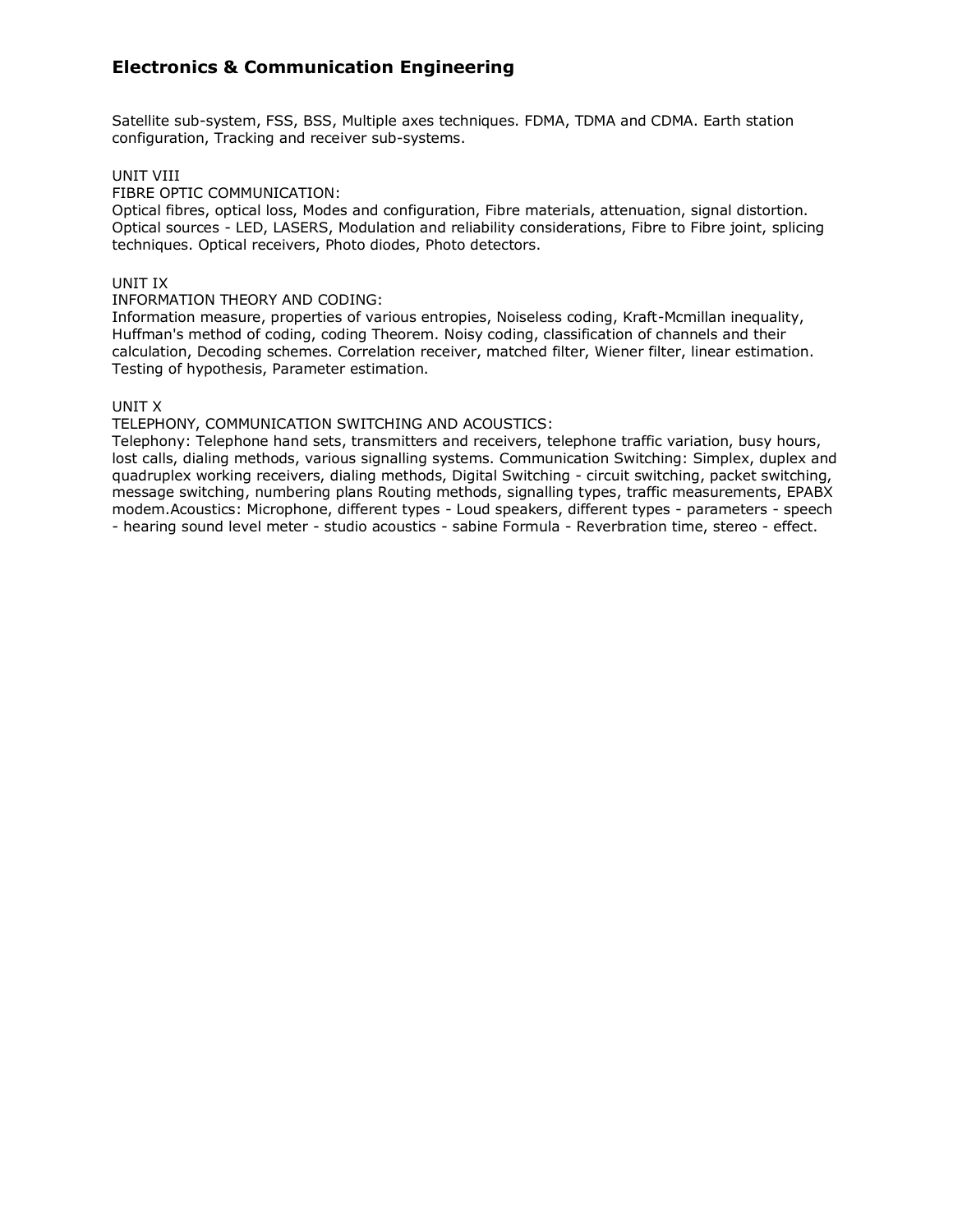Satellite sub-system, FSS, BSS, Multiple axes techniques. FDMA, TDMA and CDMA. Earth station configuration, Tracking and receiver sub-systems.

UNIT VIII

FIBRE OPTIC COMMUNICATION:

Optical fibres, optical loss, Modes and configuration, Fibre materials, attenuation, signal distortion. Optical sources - LED, LASERS, Modulation and reliability considerations, Fibre to Fibre joint, splicing techniques. Optical receivers, Photo diodes, Photo detectors.

UNIT IX

INFORMATION THEORY AND CODING:

Information measure, properties of various entropies, Noiseless coding, Kraft-Mcmillan inequality, Huffman's method of coding, coding Theorem. Noisy coding, classification of channels and their calculation, Decoding schemes. Correlation receiver, matched filter, Wiener filter, linear estimation. Testing of hypothesis, Parameter estimation.

UNIT X

TELEPHONY, COMMUNICATION SWITCHING AND ACOUSTICS:

Telephony: Telephone hand sets, transmitters and receivers, telephone traffic variation, busy hours, lost calls, dialing methods, various signalling systems. Communication Switching: Simplex, duplex and quadruplex working receivers, dialing methods, Digital Switching - circuit switching, packet switching, message switching, numbering plans Routing methods, signalling types, traffic measurements, EPABX modem.Acoustics: Microphone, different types - Loud speakers, different types - parameters - speech - hearing sound level meter - studio acoustics - sabine Formula - Reverbration time, stereo - effect.